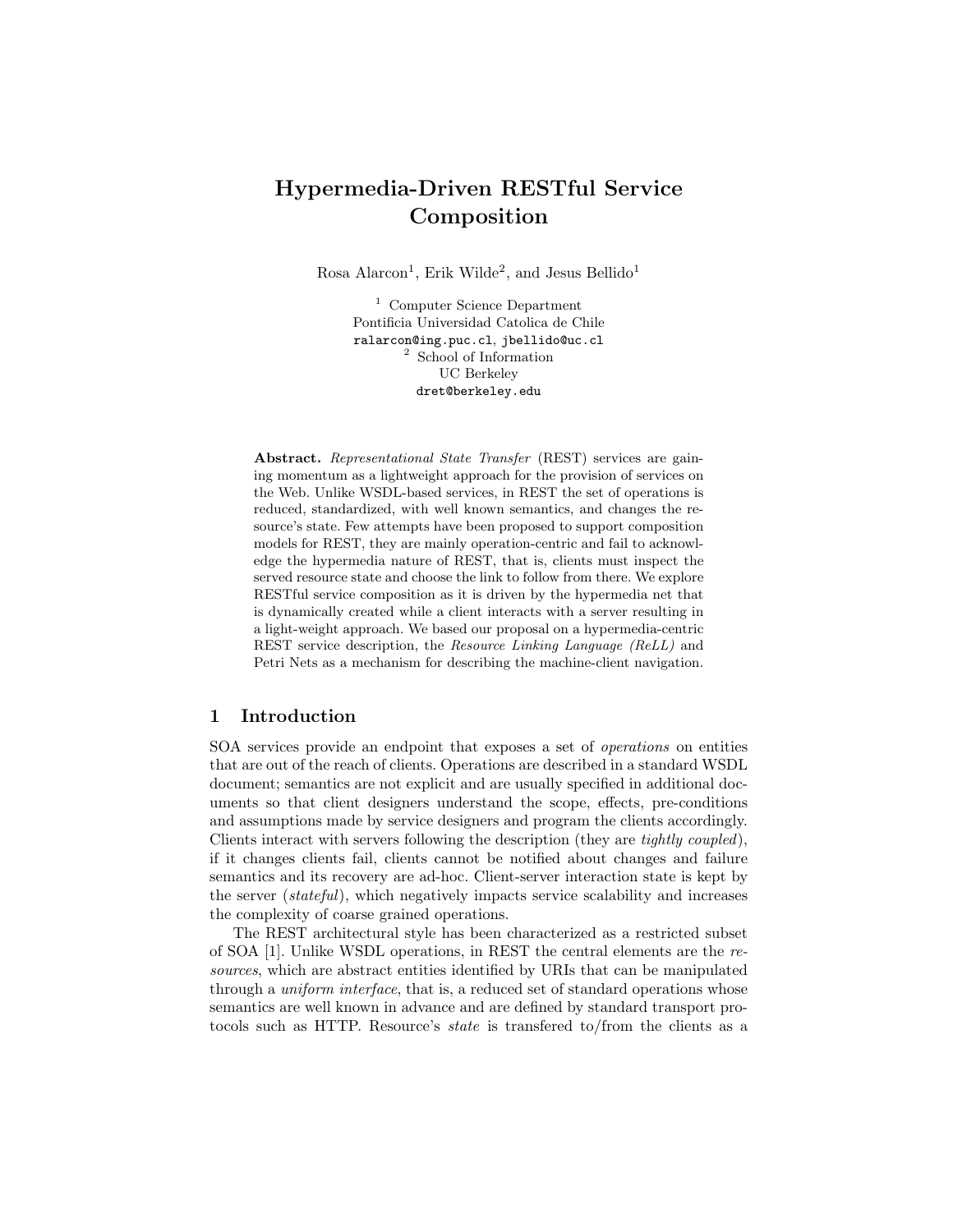# Hypermedia-Driven RESTful Service Composition

Rosa Alarcon[1], Erik Wilde[2], and Jesus Bellido[1]

[1] Computer Science Department
Pontificia Universidad Catolica de Chile
ralarcon@ing.puc.cl, jbellido@uc.cl

[2] School of Information
UC Berkeley
dret@berkeley.edu

**Abstract.** *Representational State Transfer* (REST) services are gaining momentum as a lightweight approach for the provision of services on the Web. Unlike WSDL-based services, in REST the set of operations is reduced, standardized, with well known semantics, and changes the resource's state. Few attempts have been proposed to support composition models for REST, they are mainly operation-centric and fail to acknowledge the hypermedia nature of REST, that is, clients must inspect the served resource state and choose the link to follow from there. We explore RESTful service composition as it is driven by the hypermedia net that is dynamically created while a client interacts with a server resulting in a light-weight approach. We based our proposal on a hypermedia-centric REST service description, the *Resource Linking Language (ReLL)* and Petri Nets as a mechanism for describing the machine-client navigation.

## 1 Introduction

SOA services provide an endpoint that exposes a set of *operations* on entities that are out of the reach of clients. Operations are described in a standard WSDL document; semantics are not explicit and are usually specified in additional documents so that client designers understand the scope, effects, pre-conditions and assumptions made by service designers and program the clients accordingly. Clients interact with servers following the description (they are *tightly coupled*), if it changes clients fail, clients cannot be notified about changes and failure semantics and its recovery are ad-hoc. Client-server interaction state is kept by the server (*stateful*), which negatively impacts service scalability and increases the complexity of coarse grained operations.

The REST architectural style has been characterized as a restricted subset of SOA [1]. Unlike WSDL operations, in REST the central elements are the *resources*, which are abstract entities identified by URIs that can be manipulated through a *uniform interface*, that is, a reduced set of standard operations whose semantics are well known in advance and are defined by standard transport protocols such as HTTP. Resource's *state* is transfered to/from the clients as a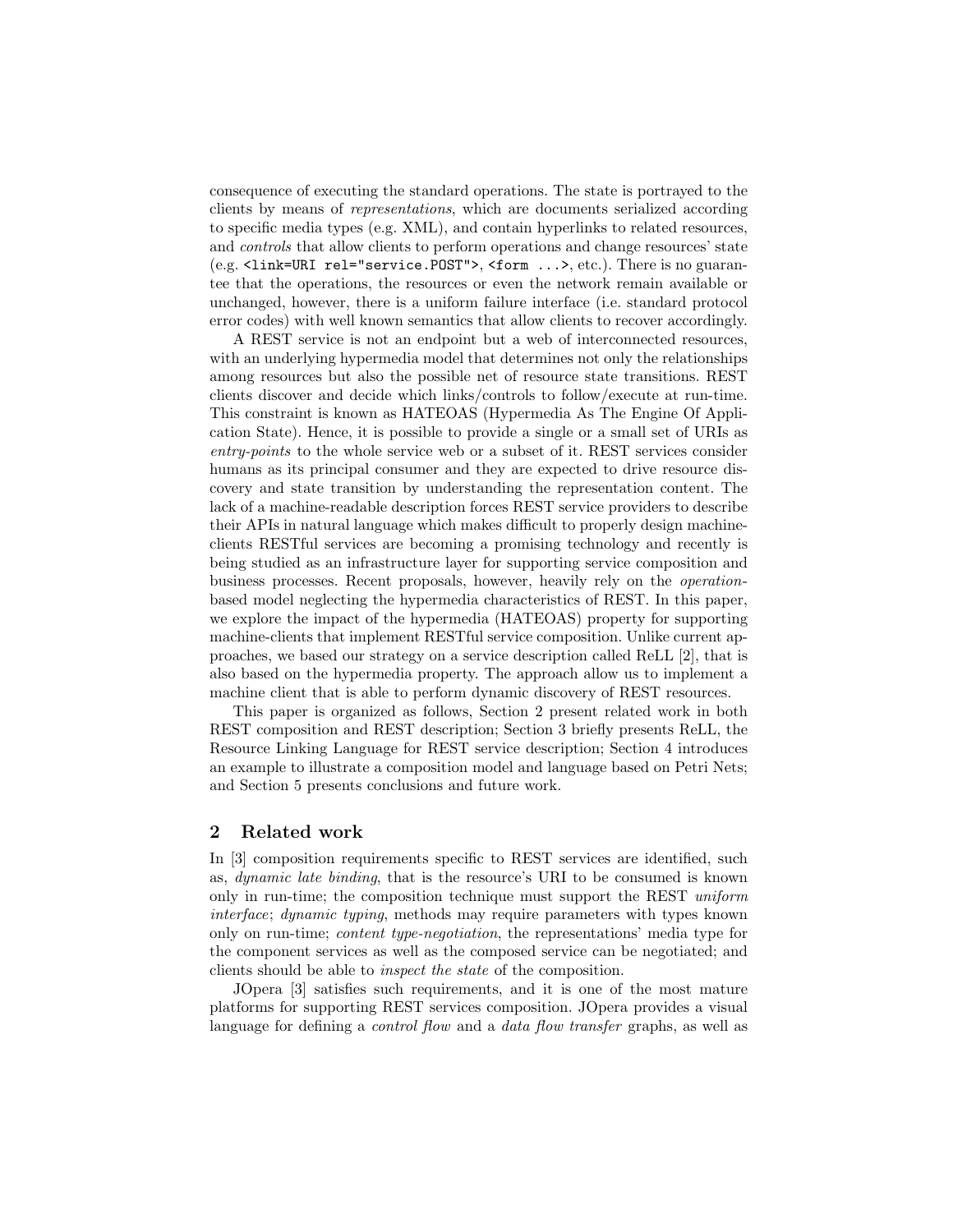consequence of executing the standard operations. The state is portrayed to the clients by means of *representations*, which are documents serialized according to specific media types (e.g. XML), and contain hyperlinks to related resources, and *controls* that allow clients to perform operations and change resources' state (e.g. `<link=URI rel="service.POST">`, `<form ...>`, etc.). There is no guarantee that the operations, the resources or even the network remain available or unchanged, however, there is a uniform failure interface (i.e. standard protocol error codes) with well known semantics that allow clients to recover accordingly.

A REST service is not an endpoint but a web of interconnected resources, with an underlying hypermedia model that determines not only the relationships among resources but also the possible net of resource state transitions. REST clients discover and decide which links/controls to follow/execute at run-time. This constraint is known as HATEOAS (Hypermedia As The Engine Of Application State). Hence, it is possible to provide a single or a small set of URIs as *entry-points* to the whole service web or a subset of it. REST services consider humans as its principal consumer and they are expected to drive resource discovery and state transition by understanding the representation content. The lack of a machine-readable description forces REST service providers to describe their APIs in natural language which makes difficult to properly design machine-clients RESTful services are becoming a promising technology and recently is being studied as an infrastructure layer for supporting service composition and business processes. Recent proposals, however, heavily rely on the *operation*-based model neglecting the hypermedia characteristics of REST. In this paper, we explore the impact of the hypermedia (HATEOAS) property for supporting machine-clients that implement RESTful service composition. Unlike current approaches, we based our strategy on a service description called ReLL [2], that is also based on the hypermedia property. The approach allow us to implement a machine client that is able to perform dynamic discovery of REST resources.

This paper is organized as follows, Section 2 present related work in both REST composition and REST description; Section 3 briefly presents ReLL, the Resource Linking Language for REST service description; Section 4 introduces an example to illustrate a composition model and language based on Petri Nets; and Section 5 presents conclusions and future work.

## 2 Related work

In [3] composition requirements specific to REST services are identified, such as, *dynamic late binding*, that is the resource's URI to be consumed is known only in run-time; the composition technique must support the REST *uniform interface*; *dynamic typing*, methods may require parameters with types known only on run-time; *content type-negotiation*, the representations' media type for the component services as well as the composed service can be negotiated; and clients should be able to *inspect the state* of the composition.

JOpera [3] satisfies such requirements, and it is one of the most mature platforms for supporting REST services composition. JOpera provides a visual language for defining a *control flow* and a *data flow transfer* graphs, as well as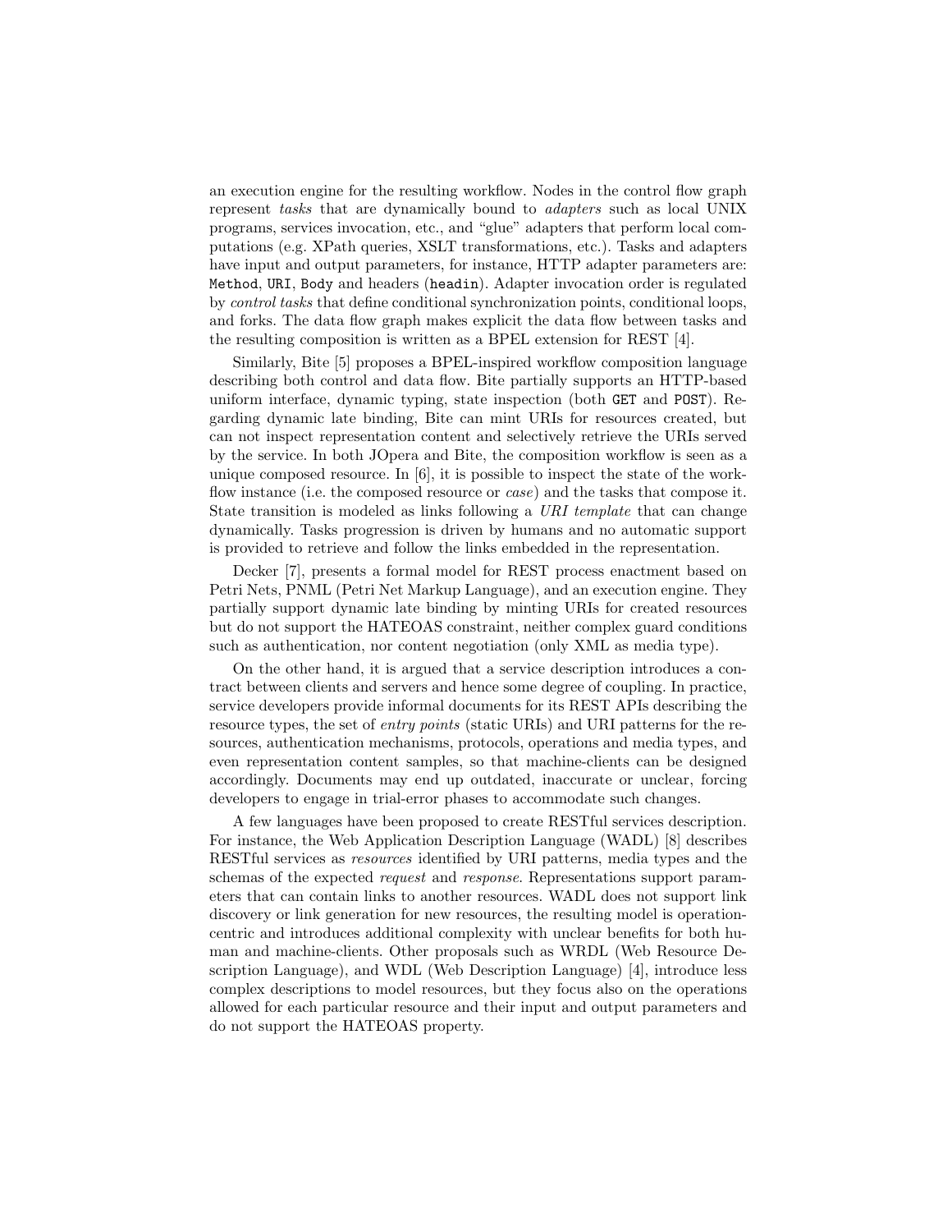an execution engine for the resulting workflow. Nodes in the control flow graph represent *tasks* that are dynamically bound to *adapters* such as local UNIX programs, services invocation, etc., and "glue" adapters that perform local computations (e.g. XPath queries, XSLT transformations, etc.). Tasks and adapters have input and output parameters, for instance, HTTP adapter parameters are: `Method`, `URI`, `Body` and headers (`headin`). Adapter invocation order is regulated by *control tasks* that define conditional synchronization points, conditional loops, and forks. The data flow graph makes explicit the data flow between tasks and the resulting composition is written as a BPEL extension for REST [4].

Similarly, Bite [5] proposes a BPEL-inspired workflow composition language describing both control and data flow. Bite partially supports an HTTP-based uniform interface, dynamic typing, state inspection (both `GET` and `POST`). Regarding dynamic late binding, Bite can mint URIs for resources created, but can not inspect representation content and selectively retrieve the URIs served by the service. In both JOpera and Bite, the composition workflow is seen as a unique composed resource. In [6], it is possible to inspect the state of the workflow instance (i.e. the composed resource or *case*) and the tasks that compose it. State transition is modeled as links following a *URI template* that can change dynamically. Tasks progression is driven by humans and no automatic support is provided to retrieve and follow the links embedded in the representation.

Decker [7], presents a formal model for REST process enactment based on Petri Nets, PNML (Petri Net Markup Language), and an execution engine. They partially support dynamic late binding by minting URIs for created resources but do not support the HATEOAS constraint, neither complex guard conditions such as authentication, nor content negotiation (only XML as media type).

On the other hand, it is argued that a service description introduces a contract between clients and servers and hence some degree of coupling. In practice, service developers provide informal documents for its REST APIs describing the resource types, the set of *entry points* (static URIs) and URI patterns for the resources, authentication mechanisms, protocols, operations and media types, and even representation content samples, so that machine-clients can be designed accordingly. Documents may end up outdated, inaccurate or unclear, forcing developers to engage in trial-error phases to accommodate such changes.

A few languages have been proposed to create RESTful services description. For instance, the Web Application Description Language (WADL) [8] describes RESTful services as *resources* identified by URI patterns, media types and the schemas of the expected *request* and *response*. Representations support parameters that can contain links to another resources. WADL does not support link discovery or link generation for new resources, the resulting model is operation-centric and introduces additional complexity with unclear benefits for both human and machine-clients. Other proposals such as WRDL (Web Resource Description Language), and WDL (Web Description Language) [4], introduce less complex descriptions to model resources, but they focus also on the operations allowed for each particular resource and their input and output parameters and do not support the HATEOAS property.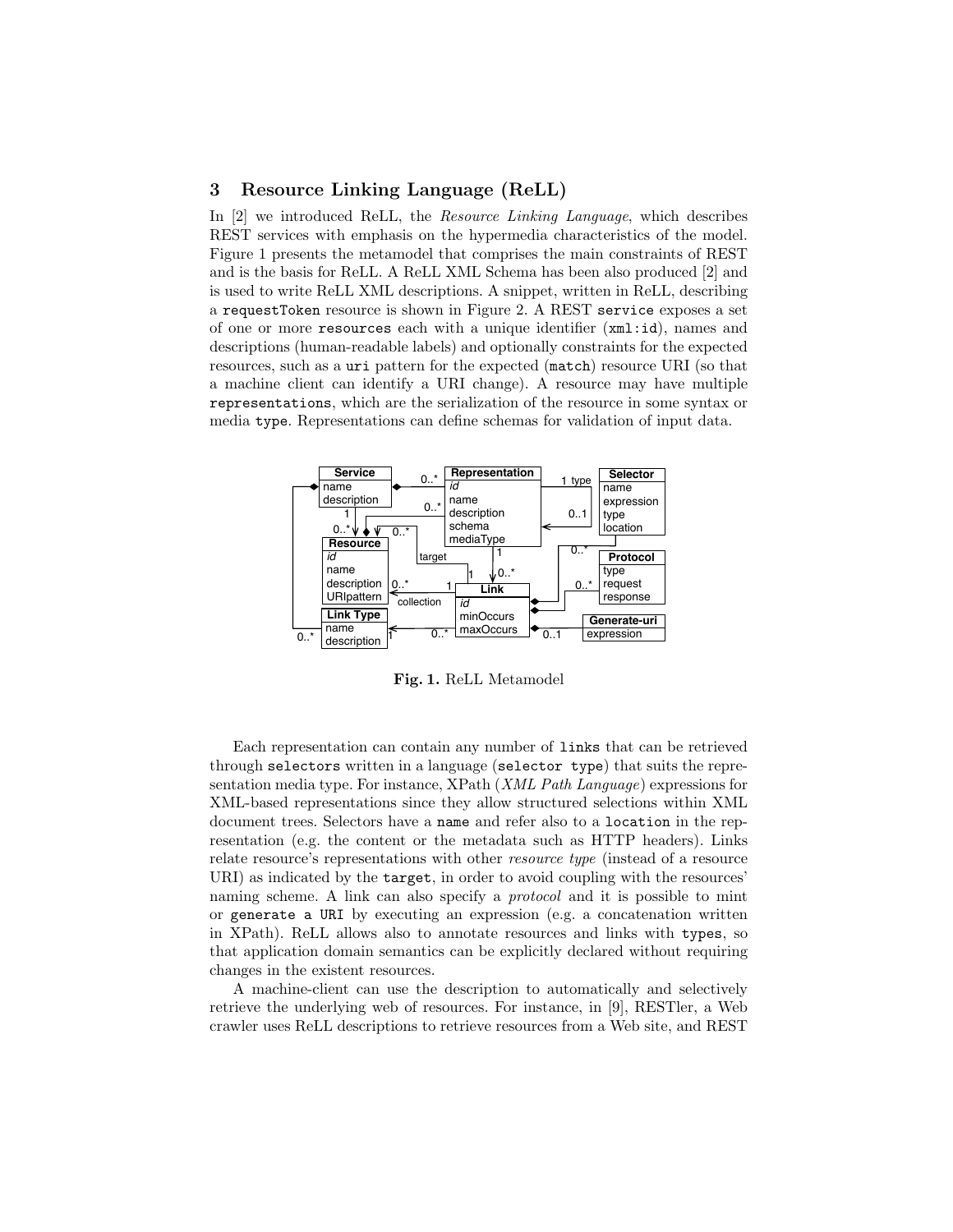## 3 Resource Linking Language (ReLL)

In [2] we introduced ReLL, the *Resource Linking Language*, which describes REST services with emphasis on the hypermedia characteristics of the model. Figure 1 presents the metamodel that comprises the main constraints of REST and is the basis for ReLL. A ReLL XML Schema has been also produced [2] and is used to write ReLL XML descriptions. A snippet, written in ReLL, describing a `requestToken` resource is shown in Figure 2. A REST `service` exposes a set of one or more `resources` each with a unique identifier (`xml:id`), names and descriptions (human-readable labels) and optionally constraints for the expected resources, such as a `uri` pattern for the expected (`match`) resource URI (so that a machine client can identify a URI change). A resource may have multiple `representations`, which are the serialization of the resource in some syntax or media `type`. Representations can define schemas for validation of input data.

**Fig. 1.** ReLL Metamodel

Each representation can contain any number of `links` that can be retrieved through `selectors` written in a language (`selector type`) that suits the representation media type. For instance, XPath (*XML Path Language*) expressions for XML-based representations since they allow structured selections within XML document trees. Selectors have a `name` and refer also to a `location` in the representation (e.g. the content or the metadata such as HTTP headers). Links relate resource's representations with other *resource type* (instead of a resource URI) as indicated by the `target`, in order to avoid coupling with the resources' naming scheme. A link can also specify a *protocol* and it is possible to mint or `generate a URI` by executing an expression (e.g. a concatenation written in XPath). ReLL allows also to annotate resources and links with `types`, so that application domain semantics can be explicitly declared without requiring changes in the existent resources.

A machine-client can use the description to automatically and selectively retrieve the underlying web of resources. For instance, in [9], RESTler, a Web crawler uses ReLL descriptions to retrieve resources from a Web site, and REST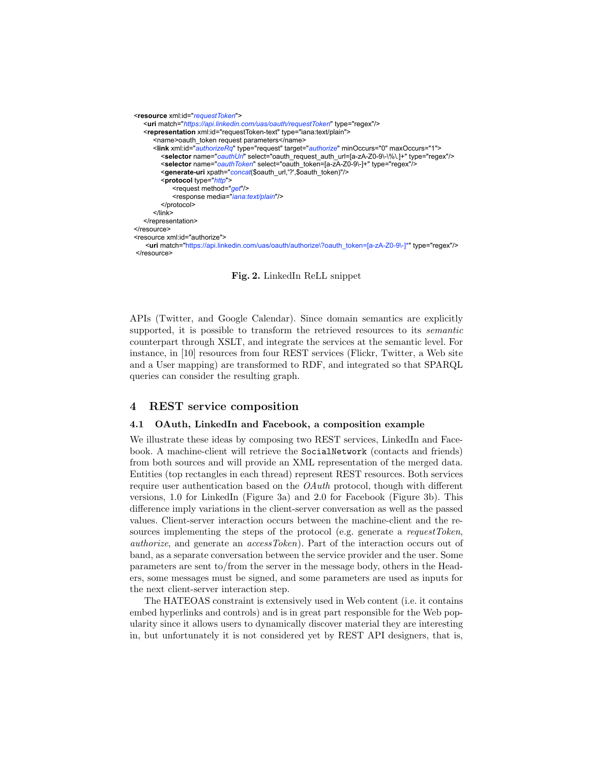```xml
<resource xml:id="requestToken">
    <uri match="https://api.linkedin.com/uas/oauth/requestToken" type="regex"/>
    <representation xml:id="requestToken-text" type="iana:text/plain">
        <name>oauth_token request parameters</name>
        <link xml:id="authorizeRq" type="request" target="authorize" minOccurs="0" maxOccurs="1">
            <selector name="oauthUri" select="oauth_request_auth_url=[a-zA-Z0-9\-\%\.]+" type="regex"/>
            <selector name="oauthToken" select="oauth_token=[a-zA-Z0-9\-]+" type="regex"/>
            <generate-uri xpath="concat($oauth_url,'?',$oauth_token)"/>
            <protocol type="http">
                <request method="get"/>
                <response media="iana:text/plain"/>
            </protocol>
        </link>
    </representation>
</resource>
<resource xml:id="authorize">
    <uri match="https://api.linkedin.com/uas/oauth/authorize\?oauth_token=[a-zA-Z0-9\-]*" type="regex"/>
</resource>
```

**Fig. 2.** LinkedIn ReLL snippet

APIs (Twitter, and Google Calendar). Since domain semantics are explicitly supported, it is possible to transform the retrieved resources to its *semantic* counterpart through XSLT, and integrate the services at the semantic level. For instance, in [10] resources from four REST services (Flickr, Twitter, a Web site and a User mapping) are transformed to RDF, and integrated so that SPARQL queries can consider the resulting graph.

## 4 REST service composition

### 4.1 OAuth, LinkedIn and Facebook, a composition example

We illustrate these ideas by composing two REST services, LinkedIn and Facebook. A machine-client will retrieve the `SocialNetwork` (contacts and friends) from both sources and will provide an XML representation of the merged data. Entities (top rectangles in each thread) represent REST resources. Both services require user authentication based on the *OAuth* protocol, though with different versions, 1.0 for LinkedIn (Figure 3a) and 2.0 for Facebook (Figure 3b). This difference imply variations in the client-server conversation as well as the passed values. Client-server interaction occurs between the machine-client and the resources implementing the steps of the protocol (e.g. generate a *requestToken*, *authorize*, and generate an *accessToken*). Part of the interaction occurs out of band, as a separate conversation between the service provider and the user. Some parameters are sent to/from the server in the message body, others in the Headers, some messages must be signed, and some parameters are used as inputs for the next client-server interaction step.

The HATEOAS constraint is extensively used in Web content (i.e. it contains embed hyperlinks and controls) and is in great part responsible for the Web popularity since it allows users to dynamically discover material they are interesting in, but unfortunately it is not considered yet by REST API designers, that is,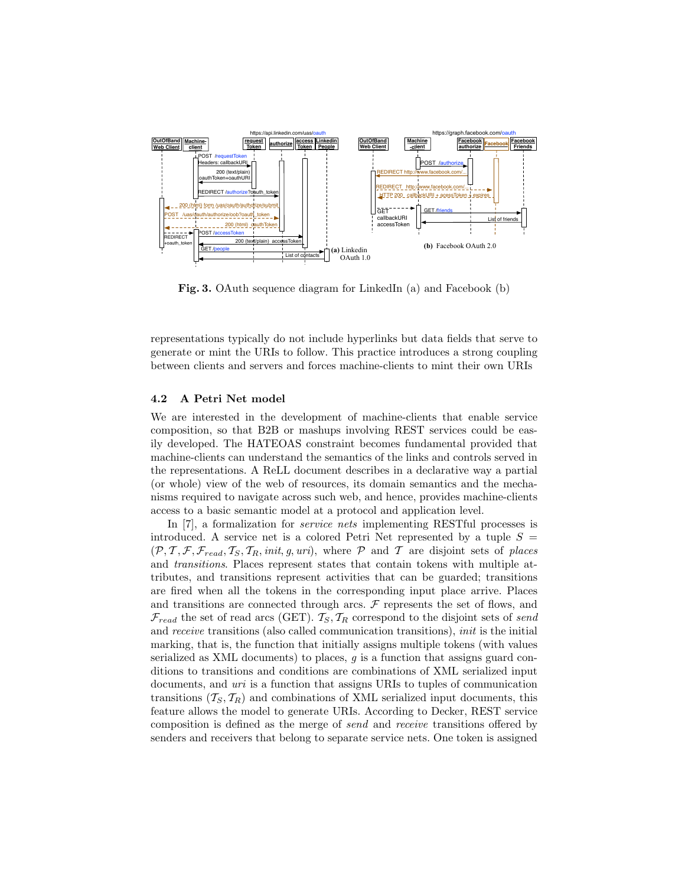**Fig. 3.** OAuth sequence diagram for LinkedIn (a) and Facebook (b)

representations typically do not include hyperlinks but data fields that serve to generate or mint the URIs to follow. This practice introduces a strong coupling between clients and servers and forces machine-clients to mint their own URIs

### 4.2 A Petri Net model

We are interested in the development of machine-clients that enable service composition, so that B2B or mashups involving REST services could be easily developed. The HATEOAS constraint becomes fundamental provided that machine-clients can understand the semantics of the links and controls served in the representations. A ReLL document describes in a declarative way a partial (or whole) view of the web of resources, its domain semantics and the mechanisms required to navigate across such web, and hence, provides machine-clients access to a basic semantic model at a protocol and application level.

In [7], a formalization for *service nets* implementing RESTful processes is introduced. A service net is a colored Petri Net represented by a tuple $S = (\mathcal{P}, \mathcal{T}, \mathcal{F}, \mathcal{F}_{read}, \mathcal{T}_S, \mathcal{T}_R, init, g, uri)$, where $\mathcal{P}$ and $\mathcal{T}$ are disjoint sets of *places* and *transitions*. Places represent states that contain tokens with multiple attributes, and transitions represent activities that can be guarded; transitions are fired when all the tokens in the corresponding input place arrive. Places and transitions are connected through arcs. $\mathcal{F}$ represents the set of flows, and $\mathcal{F}_{read}$ the set of read arcs (GET). $\mathcal{T}_S, \mathcal{T}_R$ correspond to the disjoint sets of *send* and *receive* transitions (also called communication transitions), *init* is the initial marking, that is, the function that initially assigns multiple tokens (with values serialized as XML documents) to places, $g$ is a function that assigns guard conditions to transitions and conditions are combinations of XML serialized input documents, and *uri* is a function that assigns URIs to tuples of communication transitions $(\mathcal{T}_S, \mathcal{T}_R)$ and combinations of XML serialized input documents, this feature allows the model to generate URIs. According to Decker, REST service composition is defined as the merge of *send* and *receive* transitions offered by senders and receivers that belong to separate service nets. One token is assigned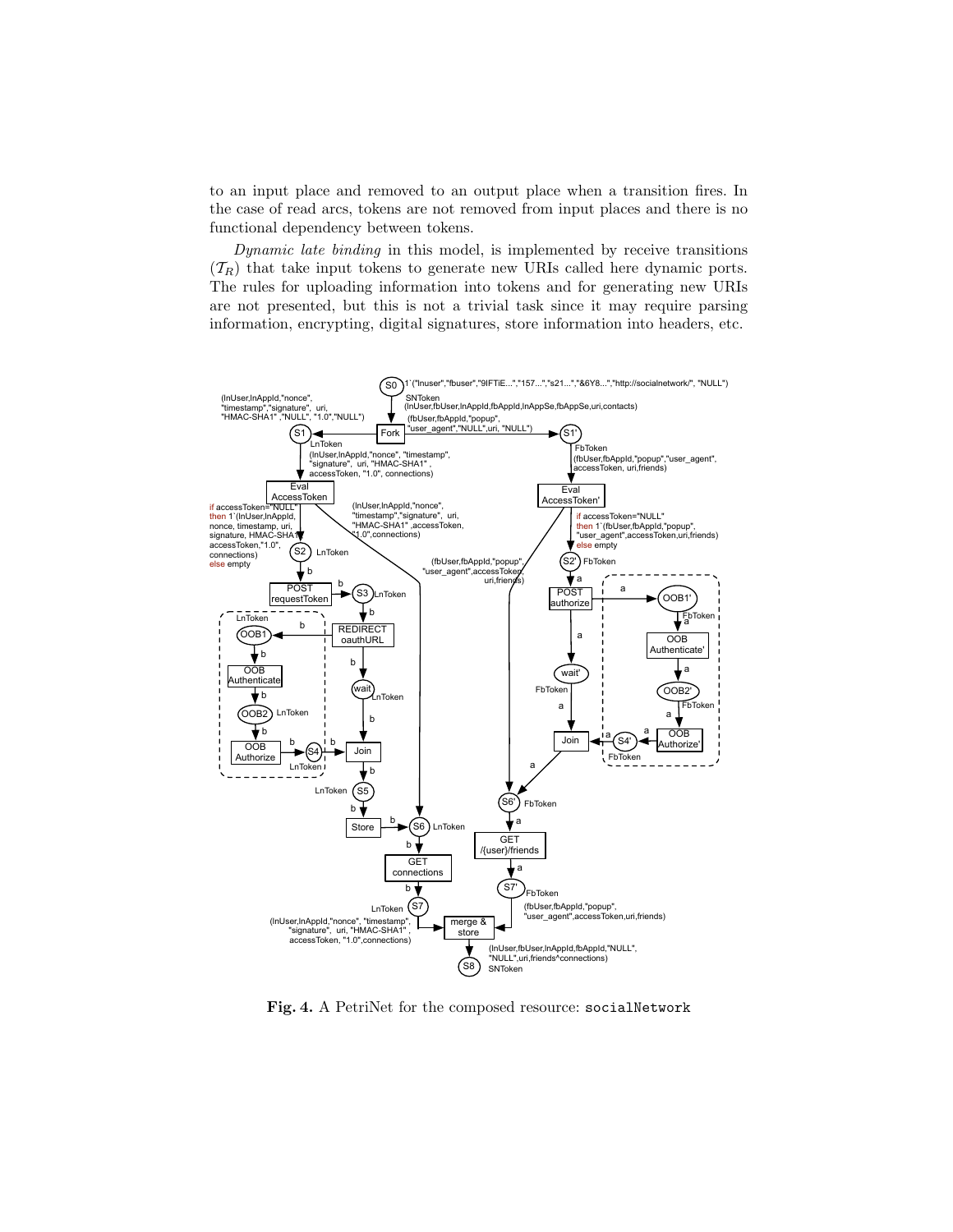to an input place and removed to an output place when a transition fires. In the case of read arcs, tokens are not removed from input places and there is no functional dependency between tokens.

*Dynamic late binding* in this model, is implemented by receive transitions ($\mathcal{T}_R$) that take input tokens to generate new URIs called here dynamic ports. The rules for uploading information into tokens and for generating new URIs are not presented, but this is not a trivial task since it may require parsing information, encrypting, digital signatures, store information into headers, etc.

**Fig. 4.** A PetriNet for the composed resource: `socialNetwork`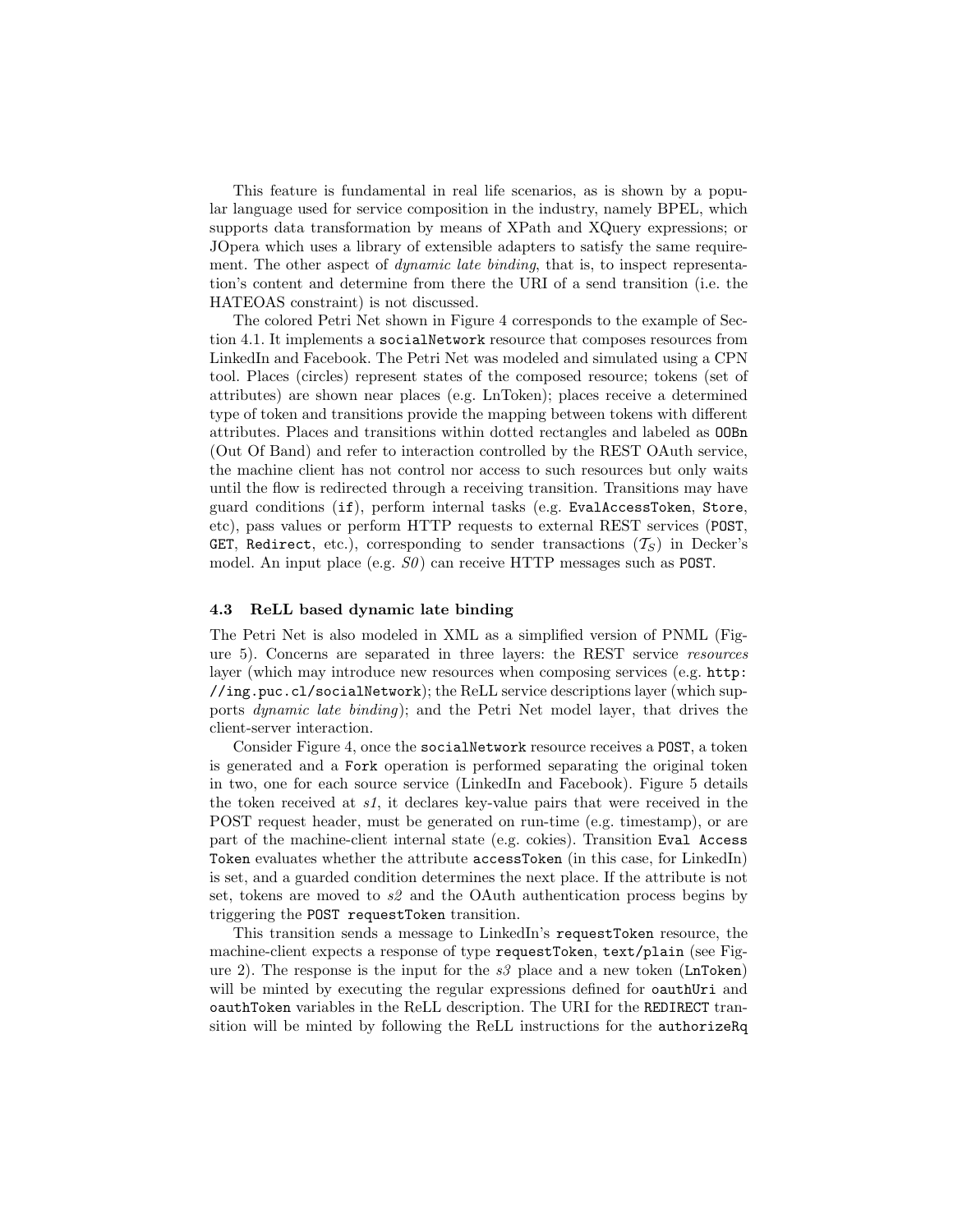This feature is fundamental in real life scenarios, as is shown by a popular language used for service composition in the industry, namely BPEL, which supports data transformation by means of XPath and XQuery expressions; or JOpera which uses a library of extensible adapters to satisfy the same requirement. The other aspect of *dynamic late binding*, that is, to inspect representation's content and determine from there the URI of a send transition (i.e. the HATEOAS constraint) is not discussed.

The colored Petri Net shown in Figure 4 corresponds to the example of Section 4.1. It implements a `socialNetwork` resource that composes resources from LinkedIn and Facebook. The Petri Net was modeled and simulated using a CPN tool. Places (circles) represent states of the composed resource; tokens (set of attributes) are shown near places (e.g. LnToken); places receive a determined type of token and transitions provide the mapping between tokens with different attributes. Places and transitions within dotted rectangles and labeled as `OOBn` (Out Of Band) and refer to interaction controlled by the REST OAuth service, the machine client has not control nor access to such resources but only waits until the flow is redirected through a receiving transition. Transitions may have guard conditions (`if`), perform internal tasks (e.g. `EvalAccessToken`, `Store`, etc), pass values or perform HTTP requests to external REST services (`POST`, `GET`, `Redirect`, etc.), corresponding to sender transactions ($\mathcal{T}_S$) in Decker's model. An input place (e.g. *S0*) can receive HTTP messages such as `POST`.

### 4.3 ReLL based dynamic late binding

The Petri Net is also modeled in XML as a simplified version of PNML (Figure 5). Concerns are separated in three layers: the REST service *resources* layer (which may introduce new resources when composing services (e.g. `http://ing.puc.cl/socialNetwork`); the ReLL service descriptions layer (which supports *dynamic late binding*); and the Petri Net model layer, that drives the client-server interaction.

Consider Figure 4, once the `socialNetwork` resource receives a `POST`, a token is generated and a `Fork` operation is performed separating the original token in two, one for each source service (LinkedIn and Facebook). Figure 5 details the token received at *s1*, it declares key-value pairs that were received in the POST request header, must be generated on run-time (e.g. timestamp), or are part of the machine-client internal state (e.g. cokies). Transition `Eval Access Token` evaluates whether the attribute `accessToken` (in this case, for LinkedIn) is set, and a guarded condition determines the next place. If the attribute is not set, tokens are moved to *s2* and the OAuth authentication process begins by triggering the `POST requestToken` transition.

This transition sends a message to LinkedIn's `requestToken` resource, the machine-client expects a response of type `requestToken`, `text/plain` (see Figure 2). The response is the input for the *s3* place and a new token (`LnToken`) will be minted by executing the regular expressions defined for `oauthUri` and `oauthToken` variables in the ReLL description. The URI for the `REDIRECT` transition will be minted by following the ReLL instructions for the `authorizeRq`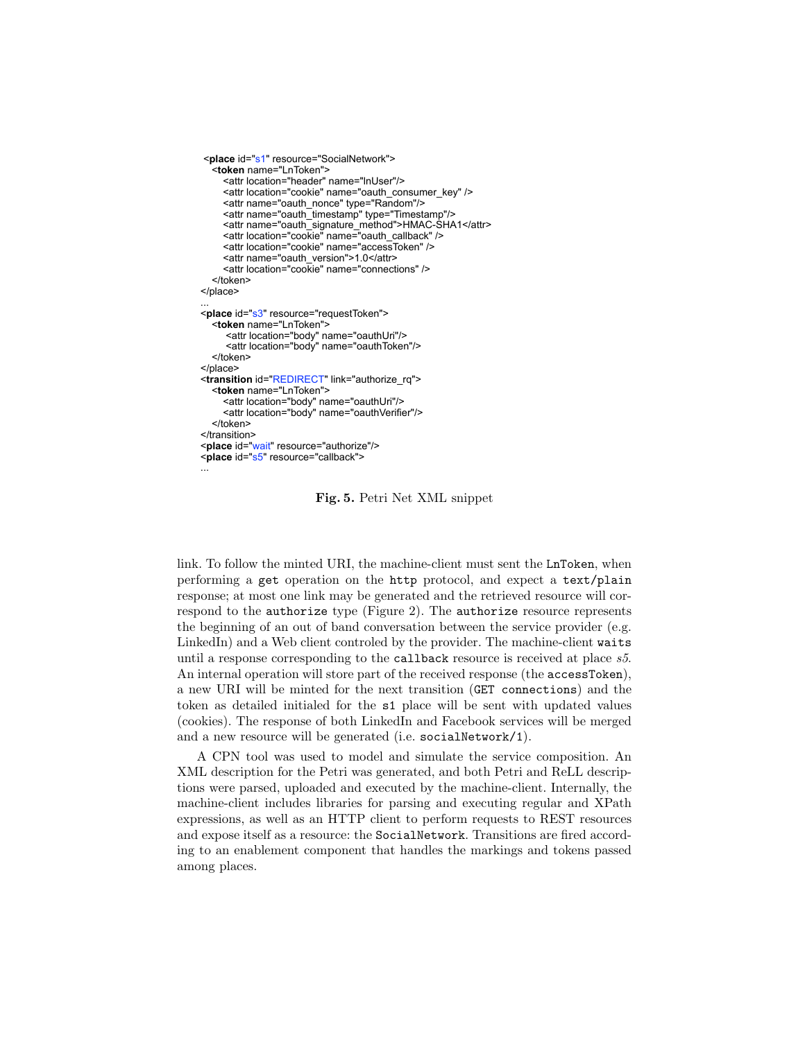```xml
<place id="s1" resource="SocialNetwork">
   <token name="LnToken">
      <attr location="header" name="lnUser"/>
      <attr location="cookie" name="oauth_consumer_key" />
      <attr name="oauth_nonce" type="Random"/>
      <attr name="oauth_timestamp" type="Timestamp"/>
      <attr name="oauth_signature_method">HMAC-SHA1</attr>
      <attr location="cookie" name="oauth_callback" />
      <attr location="cookie" name="accessToken" />
      <attr name="oauth_version">1.0</attr>
      <attr location="cookie" name="connections" />
   </token>
</place>
...
<place id="s3" resource="requestToken">
   <token name="LnToken">
       <attr location="body" name="oauthUri"/>
       <attr location="body" name="oauthToken"/>
   </token>
</place>
<transition id="REDIRECT" link="authorize_rq">
   <token name="LnToken">
      <attr location="body" name="oauthUri"/>
      <attr location="body" name="oauthVerifier"/>
   </token>
</transition>
<place id="wait" resource="authorize"/>
<place id="s5" resource="callback">
...
```

**Fig. 5.** Petri Net XML snippet

link. To follow the minted URI, the machine-client must sent the `LnToken`, when performing a `get` operation on the `http` protocol, and expect a `text/plain` response; at most one link may be generated and the retrieved resource will correspond to the `authorize` type (Figure 2). The `authorize` resource represents the beginning of an out of band conversation between the service provider (e.g. LinkedIn) and a Web client controled by the provider. The machine-client `waits` until a response corresponding to the `callback` resource is received at place *s5*. An internal operation will store part of the received response (the `accessToken`), a new URI will be minted for the next transition (`GET connections`) and the token as detailed initialed for the `s1` place will be sent with updated values (cookies). The response of both LinkedIn and Facebook services will be merged and a new resource will be generated (i.e. `socialNetwork/1`).

A CPN tool was used to model and simulate the service composition. An XML description for the Petri was generated, and both Petri and ReLL descriptions were parsed, uploaded and executed by the machine-client. Internally, the machine-client includes libraries for parsing and executing regular and XPath expressions, as well as an HTTP client to perform requests to REST resources and expose itself as a resource: the `SocialNetwork`. Transitions are fired according to an enablement component that handles the markings and tokens passed among places.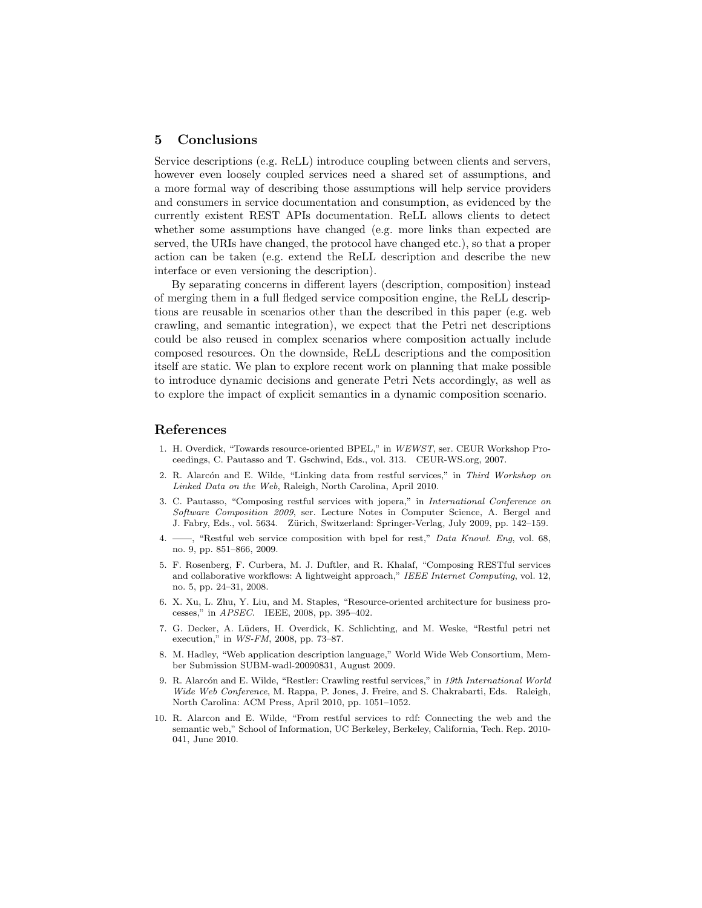## 5 Conclusions

Service descriptions (e.g. ReLL) introduce coupling between clients and servers, however even loosely coupled services need a shared set of assumptions, and a more formal way of describing those assumptions will help service providers and consumers in service documentation and consumption, as evidenced by the currently existent REST APIs documentation. ReLL allows clients to detect whether some assumptions have changed (e.g. more links than expected are served, the URIs have changed, the protocol have changed etc.), so that a proper action can be taken (e.g. extend the ReLL description and describe the new interface or even versioning the description).

By separating concerns in different layers (description, composition) instead of merging them in a full fledged service composition engine, the ReLL descriptions are reusable in scenarios other than the described in this paper (e.g. web crawling, and semantic integration), we expect that the Petri net descriptions could be also reused in complex scenarios where composition actually include composed resources. On the downside, ReLL descriptions and the composition itself are static. We plan to explore recent work on planning that make possible to introduce dynamic decisions and generate Petri Nets accordingly, as well as to explore the impact of explicit semantics in a dynamic composition scenario.

## References

1. H. Overdick, "Towards resource-oriented BPEL," in *WEWST*, ser. CEUR Workshop Proceedings, C. Pautasso and T. Gschwind, Eds., vol. 313. CEUR-WS.org, 2007.
2. R. Alarcón and E. Wilde, "Linking data from restful services," in *Third Workshop on Linked Data on the Web*, Raleigh, North Carolina, April 2010.
3. C. Pautasso, "Composing restful services with jopera," in *International Conference on Software Composition 2009*, ser. Lecture Notes in Computer Science, A. Bergel and J. Fabry, Eds., vol. 5634. Zürich, Switzerland: Springer-Verlag, July 2009, pp. 142–159.
4. ——, "Restful web service composition with bpel for rest," *Data Knowl. Eng*, vol. 68, no. 9, pp. 851–866, 2009.
5. F. Rosenberg, F. Curbera, M. J. Duftler, and R. Khalaf, "Composing RESTful services and collaborative workflows: A lightweight approach," *IEEE Internet Computing*, vol. 12, no. 5, pp. 24–31, 2008.
6. X. Xu, L. Zhu, Y. Liu, and M. Staples, "Resource-oriented architecture for business processes," in *APSEC*. IEEE, 2008, pp. 395–402.
7. G. Decker, A. Lüders, H. Overdick, K. Schlichting, and M. Weske, "Restful petri net execution," in *WS-FM*, 2008, pp. 73–87.
8. M. Hadley, "Web application description language," World Wide Web Consortium, Member Submission SUBM-wadl-20090831, August 2009.
9. R. Alarcón and E. Wilde, "Restler: Crawling restful services," in *19th International World Wide Web Conference*, M. Rappa, P. Jones, J. Freire, and S. Chakrabarti, Eds. Raleigh, North Carolina: ACM Press, April 2010, pp. 1051–1052.
10. R. Alarcon and E. Wilde, "From restful services to rdf: Connecting the web and the semantic web," School of Information, UC Berkeley, Berkeley, California, Tech. Rep. 2010-041, June 2010.